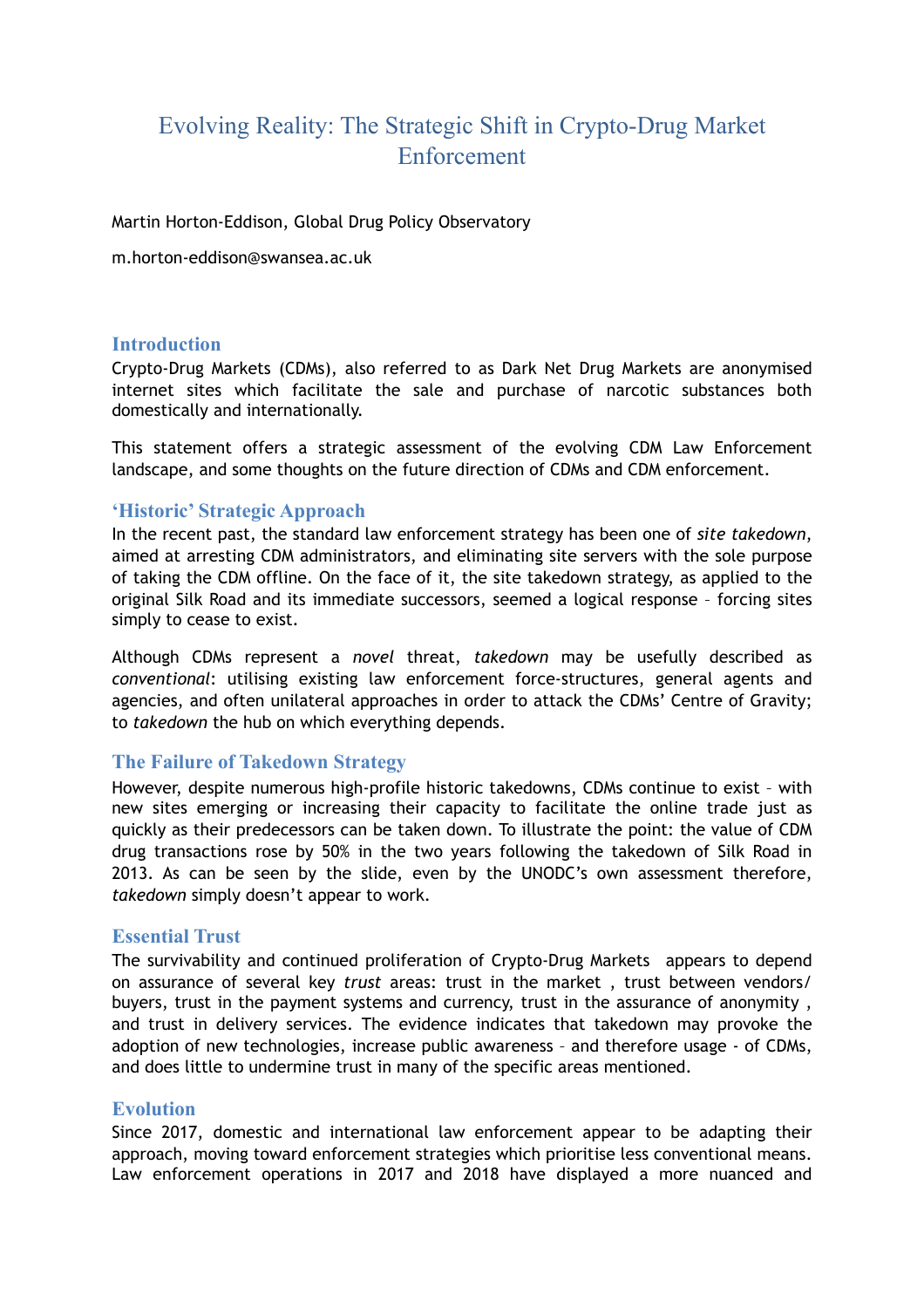# Evolving Reality: The Strategic Shift in Crypto-Drug Market Enforcement

Martin Horton-Eddison, Global Drug Policy Observatory

m.horton-eddison@swansea.ac.uk

## Introduction

Crypto-Drug Markets (CDMs), also referred to as Dark Net Drug Markets are anonymised internet sites which facilitate the sale and purchase of narcotic substances both domestically and internationally.

This statement offers a strategic assessment of the evolving CDM Law Enforcement landscape, and some thoughts on the future direction of CDMs and CDM enforcement.

## 'Historic' Strategic Approach

In the recent past, the standard law enforcement strategy has been one of *site takedown*, aimed at arresting CDM administrators, and eliminating site servers with the sole purpose of taking the CDM offline. On the face of it, the site takedown strategy, as applied to the original Silk Road and its immediate successors, seemed a logical response – forcing sites simply to cease to exist.

Although CDMs represent a *novel* threat, *takedown* may be usefully described as *conventional*: utilising existing law enforcement force-structures, general agents and agencies, and often unilateral approaches in order to attack the CDMs' Centre of Gravity; to *takedown* the hub on which everything depends.

## The Failure of Takedown Strategy

However, despite numerous high-profile historic takedowns, CDMs continue to exist – with new sites emerging or increasing their capacity to facilitate the online trade just as quickly as their predecessors can be taken down. To illustrate the point: the value of CDM drug transactions rose by 50% in the two years following the takedown of Silk Road in 2013. As can be seen by the slide, even by the UNODC's own assessment therefore, *takedown* simply doesn't appear to work.

## Essential Trust

The survivability and continued proliferation of Crypto-Drug Markets appears to depend on assurance of several key *trust* areas: trust in the market , trust between vendors/ buyers, trust in the payment systems and currency, trust in the assurance of anonymity , and trust in delivery services. The evidence indicates that takedown may provoke the adoption of new technologies, increase public awareness – and therefore usage - of CDMs, and does little to undermine trust in many of the specific areas mentioned.

## Evolution

Since 2017, domestic and international law enforcement appear to be adapting their approach, moving toward enforcement strategies which prioritise less conventional means. Law enforcement operations in 2017 and 2018 have displayed a more nuanced and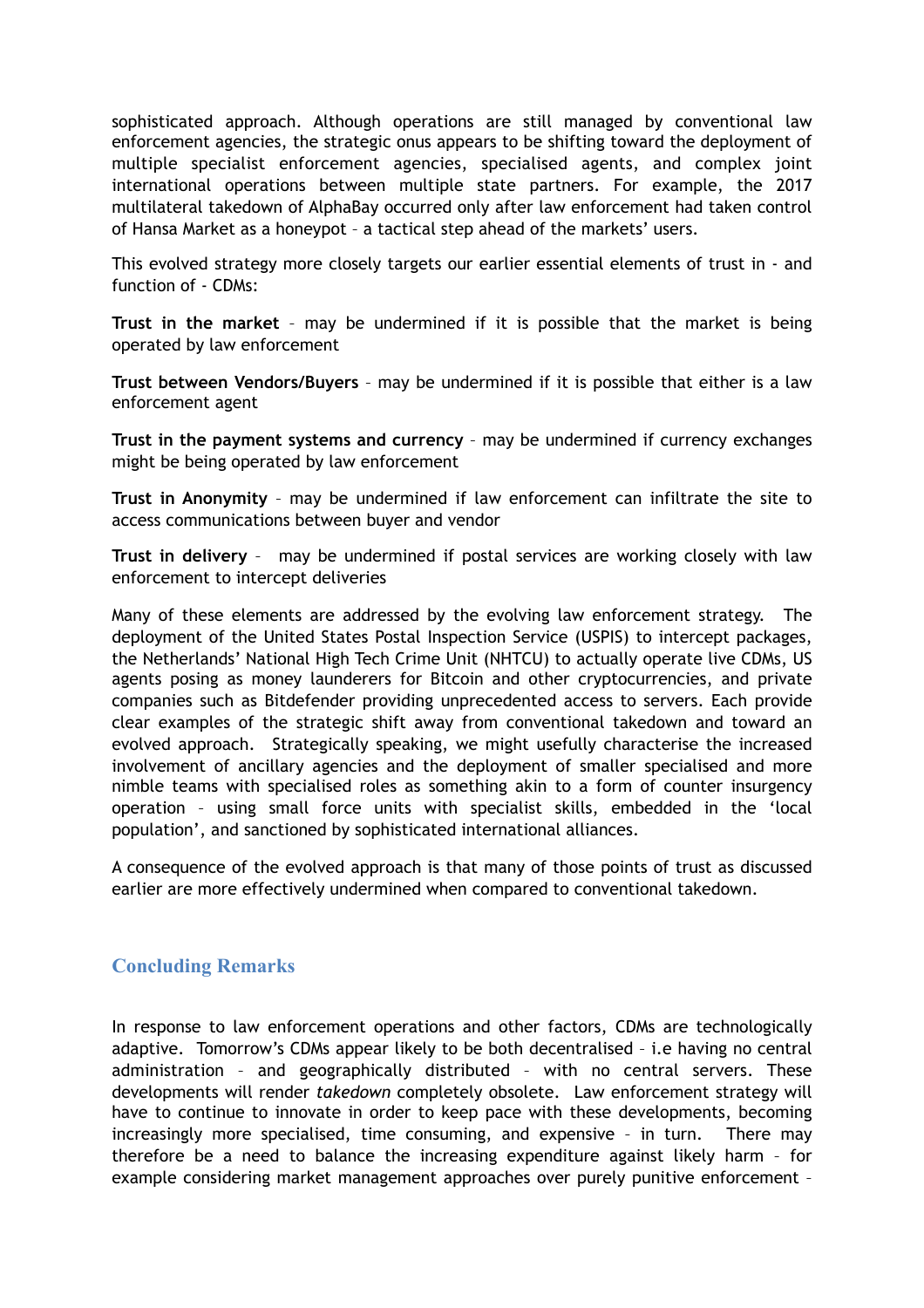sophisticated approach. Although operations are still managed by conventional law enforcement agencies, the strategic onus appears to be shifting toward the deployment of multiple specialist enforcement agencies, specialised agents, and complex joint international operations between multiple state partners. For example, the 2017 multilateral takedown of AlphaBay occurred only after law enforcement had taken control of Hansa Market as a honeypot – a tactical step ahead of the markets' users.

This evolved strategy more closely targets our earlier essential elements of trust in - and function of - CDMs:

**Trust in the market** – may be undermined if it is possible that the market is being operated by law enforcement

**Trust between Vendors/Buyers** – may be undermined if it is possible that either is a law enforcement agent

**Trust in the payment systems and currency** – may be undermined if currency exchanges might be being operated by law enforcement

**Trust in Anonymity** – may be undermined if law enforcement can infiltrate the site to access communications between buyer and vendor

**Trust in delivery** – may be undermined if postal services are working closely with law enforcement to intercept deliveries

Many of these elements are addressed by the evolving law enforcement strategy. The deployment of the United States Postal Inspection Service (USPIS) to intercept packages, the Netherlands' National High Tech Crime Unit (NHTCU) to actually operate live CDMs, US agents posing as money launderers for Bitcoin and other cryptocurrencies, and private companies such as Bitdefender providing unprecedented access to servers. Each provide clear examples of the strategic shift away from conventional takedown and toward an evolved approach. Strategically speaking, we might usefully characterise the increased involvement of ancillary agencies and the deployment of smaller specialised and more nimble teams with specialised roles as something akin to a form of counter insurgency operation – using small force units with specialist skills, embedded in the 'local population', and sanctioned by sophisticated international alliances.

A consequence of the evolved approach is that many of those points of trust as discussed earlier are more effectively undermined when compared to conventional takedown.

## Concluding Remarks

In response to law enforcement operations and other factors, CDMs are technologically adaptive. Tomorrow's CDMs appear likely to be both decentralised – i.e having no central administration – and geographically distributed – with no central servers. These developments will render *takedown* completely obsolete. Law enforcement strategy will have to continue to innovate in order to keep pace with these developments, becoming increasingly more specialised, time consuming, and expensive – in turn. There may therefore be a need to balance the increasing expenditure against likely harm – for example considering market management approaches over purely punitive enforcement –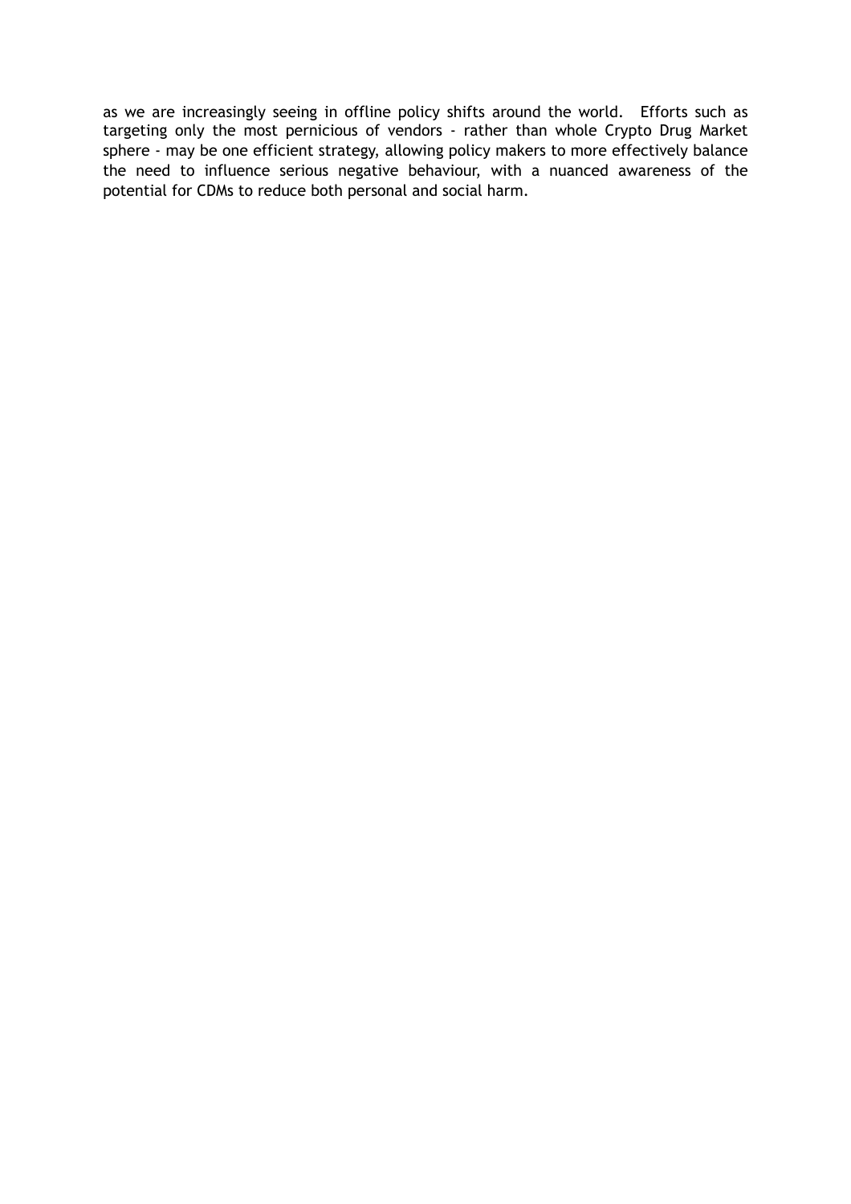as we are increasingly seeing in offline policy shifts around the world. Efforts such as targeting only the most pernicious of vendors - rather than whole Crypto Drug Market sphere - may be one efficient strategy, allowing policy makers to more effectively balance the need to influence serious negative behaviour, with a nuanced awareness of the potential for CDMs to reduce both personal and social harm.